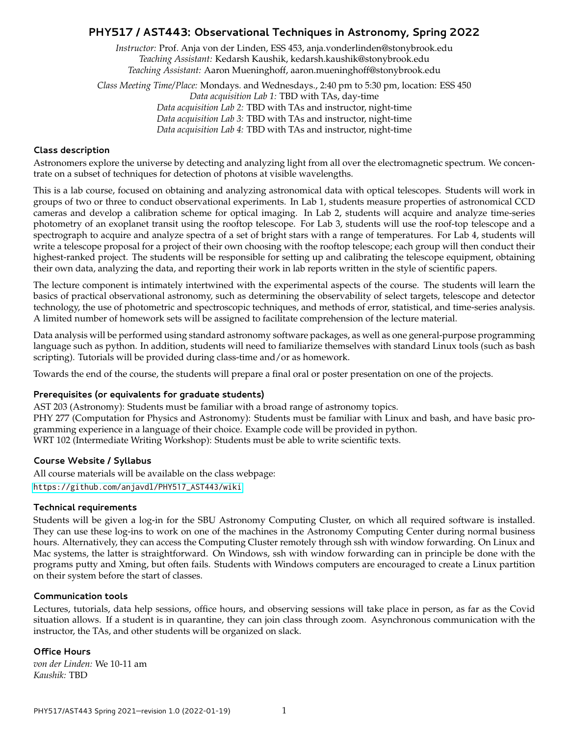# PHY517 / AST443: Observational Techniques in Astronomy, Spring 2022

*Instructor:* Prof. Anja von der Linden, ESS 453, anja.vonderlinden@stonybrook.edu
*Teaching Assistant:* Kedarsh Kaushik, kedarsh.kaushik@stonybrook.edu
*Teaching Assistant:* Aaron Mueninghoff, aaron.mueninghoff@stonybrook.edu

*Class Meeting Time/Place:* Mondays. and Wednesdays., 2:40 pm to 5:30 pm, location: ESS 450
*Data acquisition Lab 1:* TBD with TAs, day-time
*Data acquisition Lab 2:* TBD with TAs and instructor, night-time
*Data acquisition Lab 3:* TBD with TAs and instructor, night-time
*Data acquisition Lab 4:* TBD with TAs and instructor, night-time

### Class description

Astronomers explore the universe by detecting and analyzing light from all over the electromagnetic spectrum. We concentrate on a subset of techniques for detection of photons at visible wavelengths.

This is a lab course, focused on obtaining and analyzing astronomical data with optical telescopes. Students will work in groups of two or three to conduct observational experiments. In Lab 1, students measure properties of astronomical CCD cameras and develop a calibration scheme for optical imaging. In Lab 2, students will acquire and analyze time-series photometry of an exoplanet transit using the rooftop telescope. For Lab 3, students will use the roof-top telescope and a spectrograph to acquire and analyze spectra of a set of bright stars with a range of temperatures. For Lab 4, students will write a telescope proposal for a project of their own choosing with the rooftop telescope; each group will then conduct their highest-ranked project. The students will be responsible for setting up and calibrating the telescope equipment, obtaining their own data, analyzing the data, and reporting their work in lab reports written in the style of scientific papers.

The lecture component is intimately intertwined with the experimental aspects of the course. The students will learn the basics of practical observational astronomy, such as determining the observability of select targets, telescope and detector technology, the use of photometric and spectroscopic techniques, and methods of error, statistical, and time-series analysis. A limited number of homework sets will be assigned to facilitate comprehension of the lecture material.

Data analysis will be performed using standard astronomy software packages, as well as one general-purpose programming language such as python. In addition, students will need to familiarize themselves with standard Linux tools (such as bash scripting). Tutorials will be provided during class-time and/or as homework.

Towards the end of the course, the students will prepare a final oral or poster presentation on one of the projects.

### Prerequisites (or equivalents for graduate students)

AST 203 (Astronomy): Students must be familiar with a broad range of astronomy topics.
PHY 277 (Computation for Physics and Astronomy): Students must be familiar with Linux and bash, and have basic programming experience in a language of their choice. Example code will be provided in python.
WRT 102 (Intermediate Writing Workshop): Students must be able to write scientific texts.

### Course Website / Syllabus

All course materials will be available on the class webpage:
https://github.com/anjavdl/PHY517_AST443/wiki

### Technical requirements

Students will be given a log-in for the SBU Astronomy Computing Cluster, on which all required software is installed. They can use these log-ins to work on one of the machines in the Astronomy Computing Center during normal business hours. Alternatively, they can access the Computing Cluster remotely through ssh with window forwarding. On Linux and Mac systems, the latter is straightforward. On Windows, ssh with window forwarding can in principle be done with the programs putty and Xming, but often fails. Students with Windows computers are encouraged to create a Linux partition on their system before the start of classes.

### Communication tools

Lectures, tutorials, data help sessions, office hours, and observing sessions will take place in person, as far as the Covid situation allows. If a student is in quarantine, they can join class through zoom. Asynchronous communication with the instructor, the TAs, and other students will be organized on slack.

### Office Hours

*von der Linden:* We 10-11 am
*Kaushik:* TBD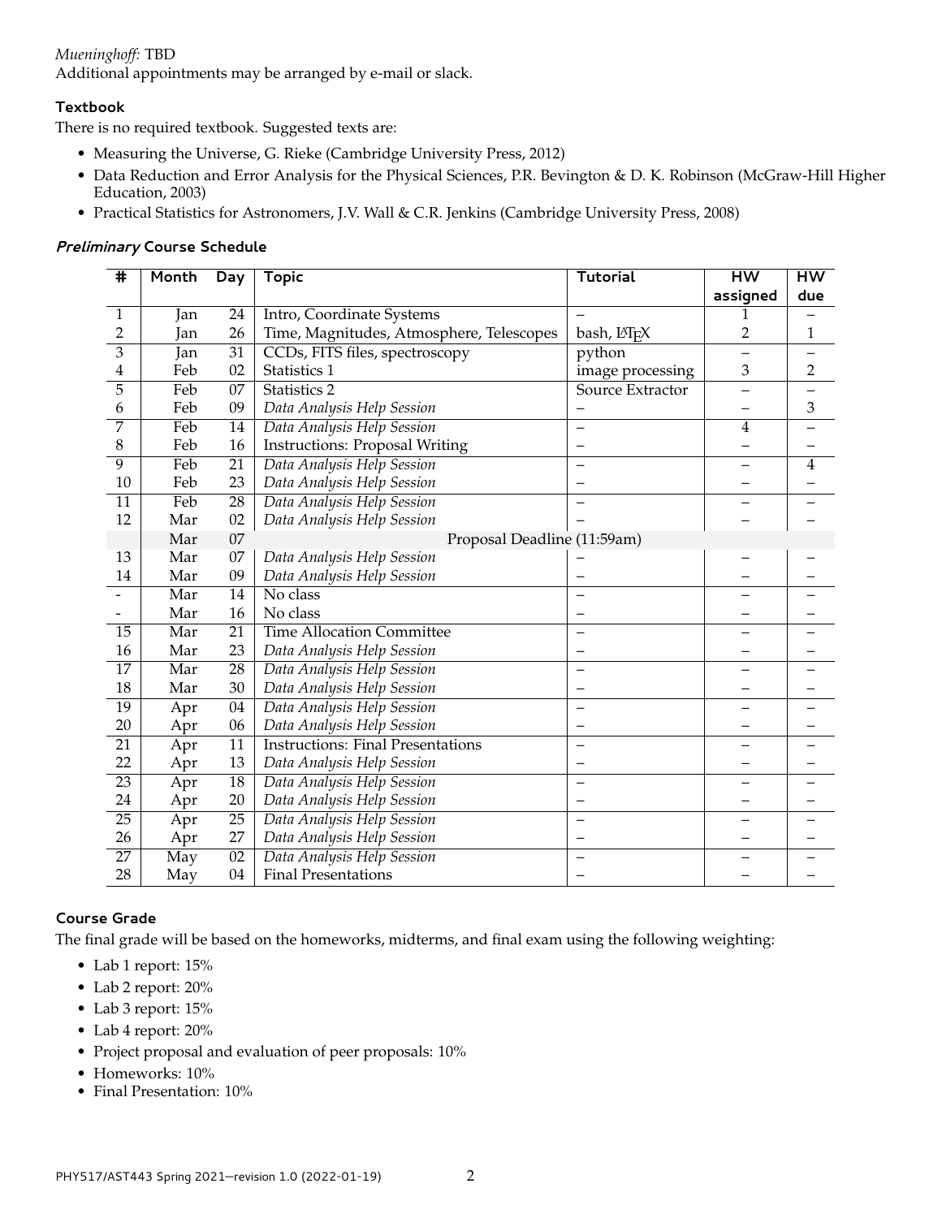*Mueninghoff:* TBD
Additional appointments may be arranged by e-mail or slack.

### Textbook

There is no required textbook. Suggested texts are:

- Measuring the Universe, G. Rieke (Cambridge University Press, 2012)
- Data Reduction and Error Analysis for the Physical Sciences, P.R. Bevington & D. K. Robinson (McGraw-Hill Higher Education, 2003)
- Practical Statistics for Astronomers, J.V. Wall & C.R. Jenkins (Cambridge University Press, 2008)

### *Preliminary* Course Schedule

| # | Month | Day | Topic | Tutorial | HW assigned | HW due |
|---|---|---|---|---|---|---|
| 1 | Jan | 24 | Intro, Coordinate Systems | – | 1 | – |
| 2 | Jan | 26 | Time, Magnitudes, Atmosphere, Telescopes | bash, LaTeX | 2 | 1 |
| 3 | Jan | 31 | CCDs, FITS files, spectroscopy | python | – | – |
| 4 | Feb | 02 | Statistics 1 | image processing | 3 | 2 |
| 5 | Feb | 07 | Statistics 2 | Source Extractor | – | – |
| 6 | Feb | 09 | *Data Analysis Help Session* | – | – | 3 |
| 7 | Feb | 14 | *Data Analysis Help Session* | – | 4 | – |
| 8 | Feb | 16 | Instructions: Proposal Writing | – | – | – |
| 9 | Feb | 21 | *Data Analysis Help Session* | – | – | 4 |
| 10 | Feb | 23 | *Data Analysis Help Session* | – | – | – |
| 11 | Feb | 28 | *Data Analysis Help Session* | – | – | – |
| 12 | Mar | 02 | *Data Analysis Help Session* | – | – | – |
| | Mar | 07 | Proposal Deadline (11:59am) | | | |
| 13 | Mar | 07 | *Data Analysis Help Session* | – | – | – |
| 14 | Mar | 09 | *Data Analysis Help Session* | – | – | – |
| - | Mar | 14 | No class | – | – | – |
| - | Mar | 16 | No class | – | – | – |
| 15 | Mar | 21 | Time Allocation Committee | – | – | – |
| 16 | Mar | 23 | *Data Analysis Help Session* | – | – | – |
| 17 | Mar | 28 | *Data Analysis Help Session* | – | – | – |
| 18 | Mar | 30 | *Data Analysis Help Session* | – | – | – |
| 19 | Apr | 04 | *Data Analysis Help Session* | – | – | – |
| 20 | Apr | 06 | *Data Analysis Help Session* | – | – | – |
| 21 | Apr | 11 | Instructions: Final Presentations | – | – | – |
| 22 | Apr | 13 | *Data Analysis Help Session* | – | – | – |
| 23 | Apr | 18 | *Data Analysis Help Session* | – | – | – |
| 24 | Apr | 20 | *Data Analysis Help Session* | – | – | – |
| 25 | Apr | 25 | *Data Analysis Help Session* | – | – | – |
| 26 | Apr | 27 | *Data Analysis Help Session* | – | – | – |
| 27 | May | 02 | *Data Analysis Help Session* | – | – | – |
| 28 | May | 04 | Final Presentations | – | – | – |

### Course Grade

The final grade will be based on the homeworks, midterms, and final exam using the following weighting:

- Lab 1 report: 15%
- Lab 2 report: 20%
- Lab 3 report: 15%
- Lab 4 report: 20%
- Project proposal and evaluation of peer proposals: 10%
- Homeworks: 10%
- Final Presentation: 10%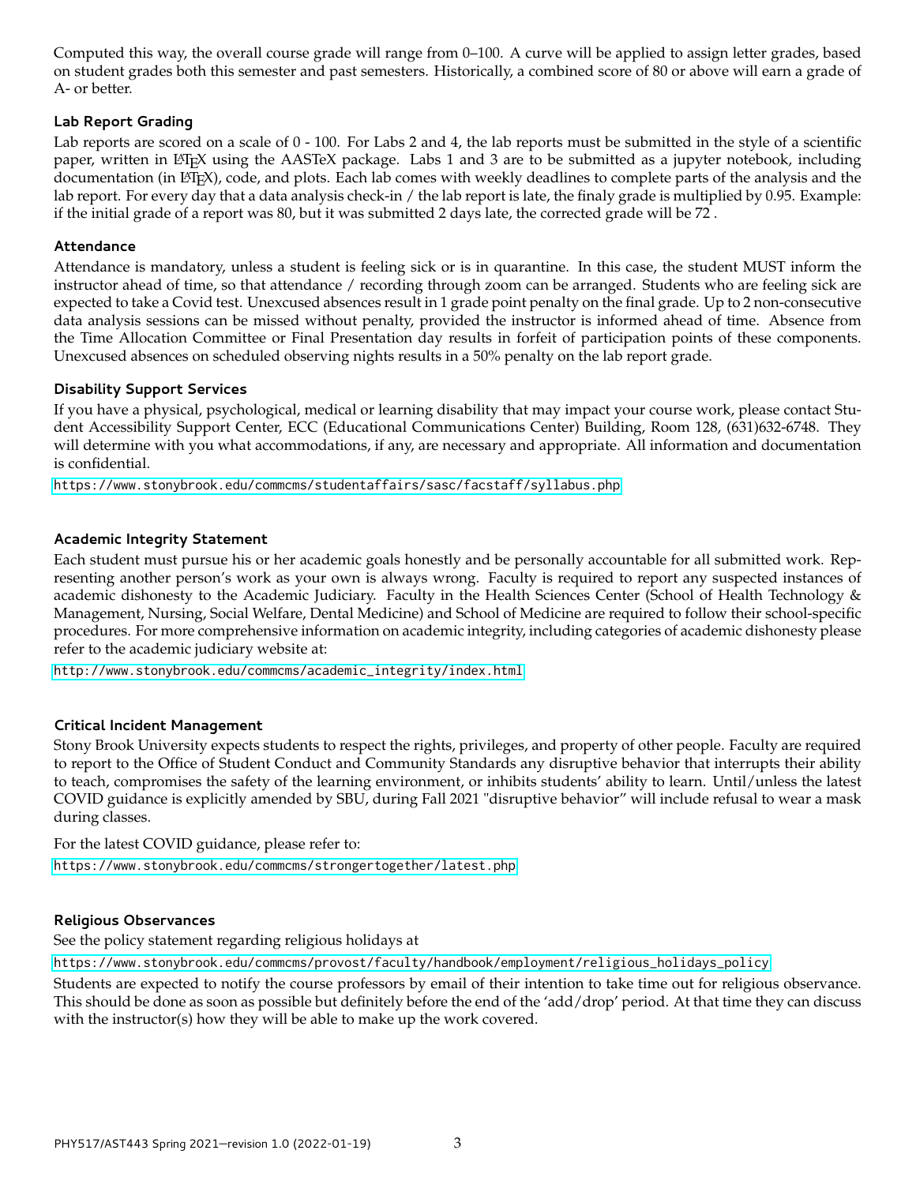Computed this way, the overall course grade will range from 0–100. A curve will be applied to assign letter grades, based on student grades both this semester and past semesters. Historically, a combined score of 80 or above will earn a grade of A- or better.

### Lab Report Grading

Lab reports are scored on a scale of 0 - 100. For Labs 2 and 4, the lab reports must be submitted in the style of a scientific paper, written in LaTeX using the AASTeX package. Labs 1 and 3 are to be submitted as a jupyter notebook, including documentation (in LaTeX), code, and plots. Each lab comes with weekly deadlines to complete parts of the analysis and the lab report. For every day that a data analysis check-in / the lab report is late, the finaly grade is multiplied by 0.95. Example: if the initial grade of a report was 80, but it was submitted 2 days late, the corrected grade will be 72 .

### Attendance

Attendance is mandatory, unless a student is feeling sick or is in quarantine. In this case, the student MUST inform the instructor ahead of time, so that attendance / recording through zoom can be arranged. Students who are feeling sick are expected to take a Covid test. Unexcused absences result in 1 grade point penalty on the final grade. Up to 2 non-consecutive data analysis sessions can be missed without penalty, provided the instructor is informed ahead of time. Absence from the Time Allocation Committee or Final Presentation day results in forfeit of participation points of these components. Unexcused absences on scheduled observing nights results in a 50% penalty on the lab report grade.

### Disability Support Services

If you have a physical, psychological, medical or learning disability that may impact your course work, please contact Student Accessibility Support Center, ECC (Educational Communications Center) Building, Room 128, (631)632-6748. They will determine with you what accommodations, if any, are necessary and appropriate. All information and documentation is confidential.

https://www.stonybrook.edu/commcms/studentaffairs/sasc/facstaff/syllabus.php

### Academic Integrity Statement

Each student must pursue his or her academic goals honestly and be personally accountable for all submitted work. Representing another person's work as your own is always wrong. Faculty is required to report any suspected instances of academic dishonesty to the Academic Judiciary. Faculty in the Health Sciences Center (School of Health Technology & Management, Nursing, Social Welfare, Dental Medicine) and School of Medicine are required to follow their school-specific procedures. For more comprehensive information on academic integrity, including categories of academic dishonesty please refer to the academic judiciary website at:

http://www.stonybrook.edu/commcms/academic_integrity/index.html

### Critical Incident Management

Stony Brook University expects students to respect the rights, privileges, and property of other people. Faculty are required to report to the Office of Student Conduct and Community Standards any disruptive behavior that interrupts their ability to teach, compromises the safety of the learning environment, or inhibits students' ability to learn. Until/unless the latest COVID guidance is explicitly amended by SBU, during Fall 2021 "disruptive behavior" will include refusal to wear a mask during classes.

For the latest COVID guidance, please refer to:

https://www.stonybrook.edu/commcms/strongertogether/latest.php

### Religious Observances

See the policy statement regarding religious holidays at

https://www.stonybrook.edu/commcms/provost/faculty/handbook/employment/religious_holidays_policy

Students are expected to notify the course professors by email of their intention to take time out for religious observance. This should be done as soon as possible but definitely before the end of the 'add/drop' period. At that time they can discuss with the instructor(s) how they will be able to make up the work covered.